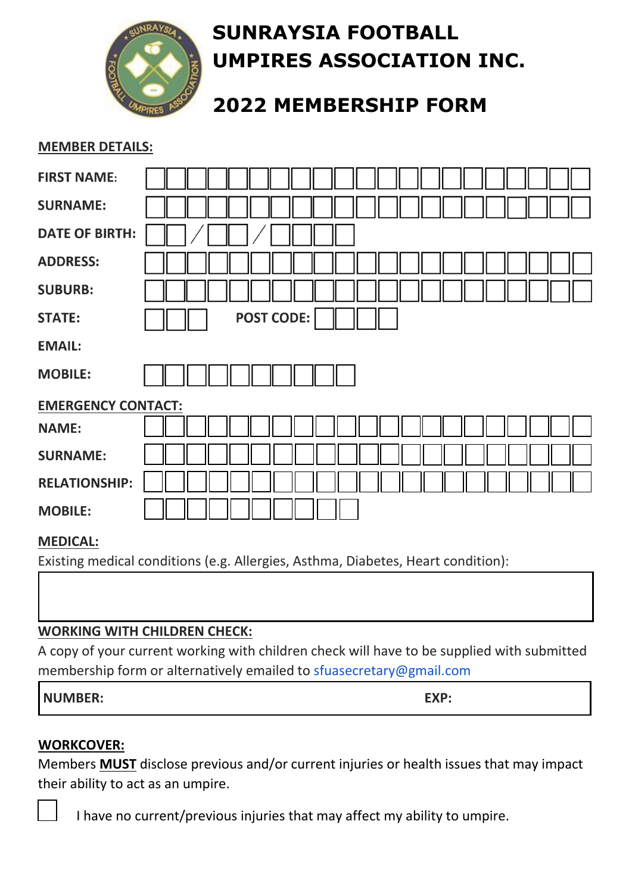# SUNRAYSIA FOOTBALL UMPIRES ASSOCIATION INC.

## 2022 MEMBERSHIP FORM

**MEMBER DETAILS:**

**FIRST NAME:**

**SURNAME:**

**DATE OF BIRTH:** / /

**ADDRESS:**

**SUBURB:**

**STATE:** **POST CODE:**

**EMAIL:**

**MOBILE:**

**EMERGENCY CONTACT:**

**NAME:**

**SURNAME:**

**RELATIONSHIP:**

**MOBILE:**

**MEDICAL:**

Existing medical conditions (e.g. Allergies, Asthma, Diabetes, Heart condition):

**WORKING WITH CHILDREN CHECK:**

A copy of your current working with children check will have to be supplied with submitted membership form or alternatively emailed to sfuasecretary@gmail.com

**NUMBER:** **EXP:**

**WORKCOVER:**

Members **MUST** disclose previous and/or current injuries or health issues that may impact their ability to act as an umpire.

☐ I have no current/previous injuries that may affect my ability to umpire.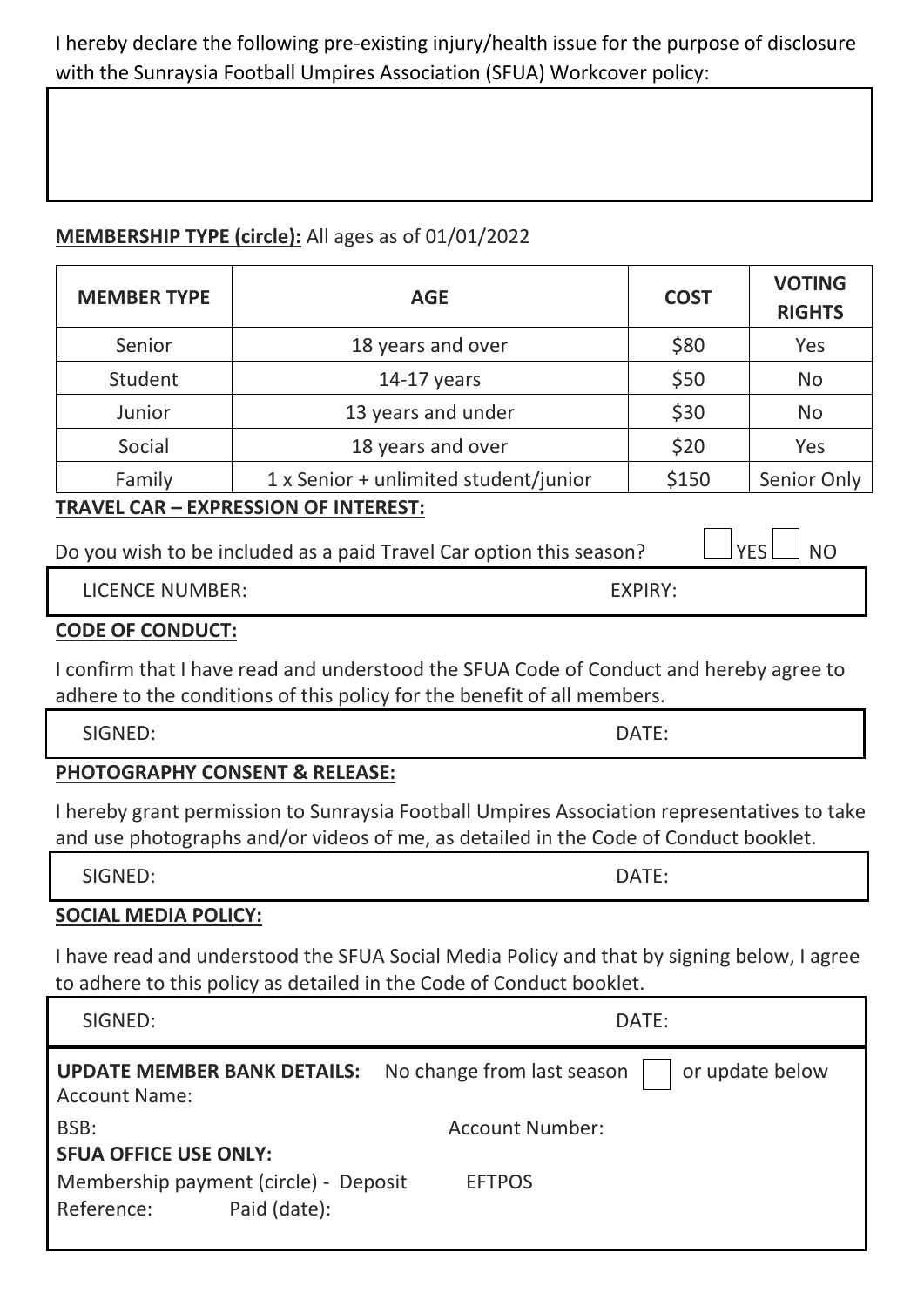I hereby declare the following pre-existing injury/health issue for the purpose of disclosure with the Sunraysia Football Umpires Association (SFUA) Workcover policy:

**MEMBERSHIP TYPE (circle):** All ages as of 01/01/2022

| MEMBER TYPE | AGE | COST | VOTING RIGHTS |
|---|---|---|---|
| Senior | 18 years and over | $80 | Yes |
| Student | 14-17 years | $50 | No |
| Junior | 13 years and under | $30 | No |
| Social | 18 years and over | $20 | Yes |
| Family | 1 x Senior + unlimited student/junior | $150 | Senior Only |

**TRAVEL CAR – EXPRESSION OF INTEREST:**

Do you wish to be included as a paid Travel Car option this season? ☐ YES ☐ NO

LICENCE NUMBER: EXPIRY:

**CODE OF CONDUCT:**

I confirm that I have read and understood the SFUA Code of Conduct and hereby agree to adhere to the conditions of this policy for the benefit of all members.

SIGNED: DATE:

**PHOTOGRAPHY CONSENT & RELEASE:**

I hereby grant permission to Sunraysia Football Umpires Association representatives to take and use photographs and/or videos of me, as detailed in the Code of Conduct booklet.

SIGNED: DATE:

**SOCIAL MEDIA POLICY:**

I have read and understood the SFUA Social Media Policy and that by signing below, I agree to adhere to this policy as detailed in the Code of Conduct booklet.

SIGNED: DATE:

**UPDATE MEMBER BANK DETAILS:** No change from last season ☐ or update below

Account Name:

BSB: Account Number:

**SFUA OFFICE USE ONLY:**

Membership payment (circle) - Deposit EFTPOS

Reference: Paid (date):